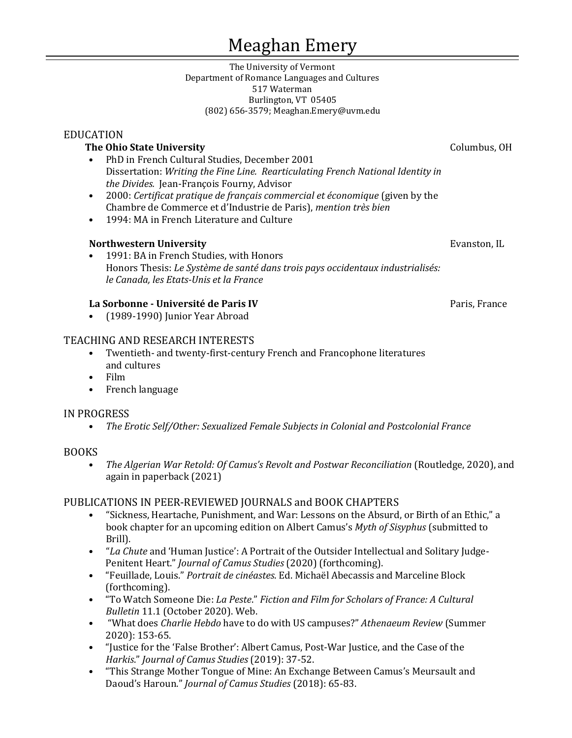# Meaghan Emery

The University of Vermont
Department of Romance Languages and Cultures
517 Waterman
Burlington, VT 05405
(802) 656-3579; Meaghan.Emery@uvm.edu

## EDUCATION

**The Ohio State University** — Columbus, OH

- PhD in French Cultural Studies, December 2001
  Dissertation: *Writing the Fine Line. Rearticulating French National Identity in the Divides.* Jean-François Fourny, Advisor
- 2000: *Certificat pratique de français commercial et économique* (given by the Chambre de Commerce et d'Industrie de Paris), *mention très bien*
- 1994: MA in French Literature and Culture

**Northwestern University** — Evanston, IL

- 1991: BA in French Studies, with Honors
  Honors Thesis: *Le Système de santé dans trois pays occidentaux industrialisés: le Canada, les Etats-Unis et la France*

**La Sorbonne - Université de Paris IV** — Paris, France

- (1989-1990) Junior Year Abroad

## TEACHING AND RESEARCH INTERESTS

- Twentieth- and twenty-first-century French and Francophone literatures and cultures
- Film
- French language

## IN PROGRESS

- *The Erotic Self/Other: Sexualized Female Subjects in Colonial and Postcolonial France*

## BOOKS

- *The Algerian War Retold: Of Camus's Revolt and Postwar Reconciliation* (Routledge, 2020), and again in paperback (2021)

## PUBLICATIONS IN PEER-REVIEWED JOURNALS and BOOK CHAPTERS

- "Sickness, Heartache, Punishment, and War: Lessons on the Absurd, or Birth of an Ethic," a book chapter for an upcoming edition on Albert Camus's *Myth of Sisyphus* (submitted to Brill).
- "*La Chute* and 'Human Justice': A Portrait of the Outsider Intellectual and Solitary Judge-Penitent Heart." *Journal of Camus Studies* (2020) (forthcoming).
- "Feuillade, Louis." *Portrait de cinéastes*. Ed. Michaël Abecassis and Marceline Block (forthcoming).
- "To Watch Someone Die: *La Peste*." *Fiction and Film for Scholars of France: A Cultural Bulletin* 11.1 (October 2020). Web.
- "What does *Charlie Hebdo* have to do with US campuses?" *Athenaeum Review* (Summer 2020): 153-65.
- "Justice for the 'False Brother': Albert Camus, Post-War Justice, and the Case of the *Harkis*." *Journal of Camus Studies* (2019): 37-52.
- "This Strange Mother Tongue of Mine: An Exchange Between Camus's Meursault and Daoud's Haroun." *Journal of Camus Studies* (2018): 65-83.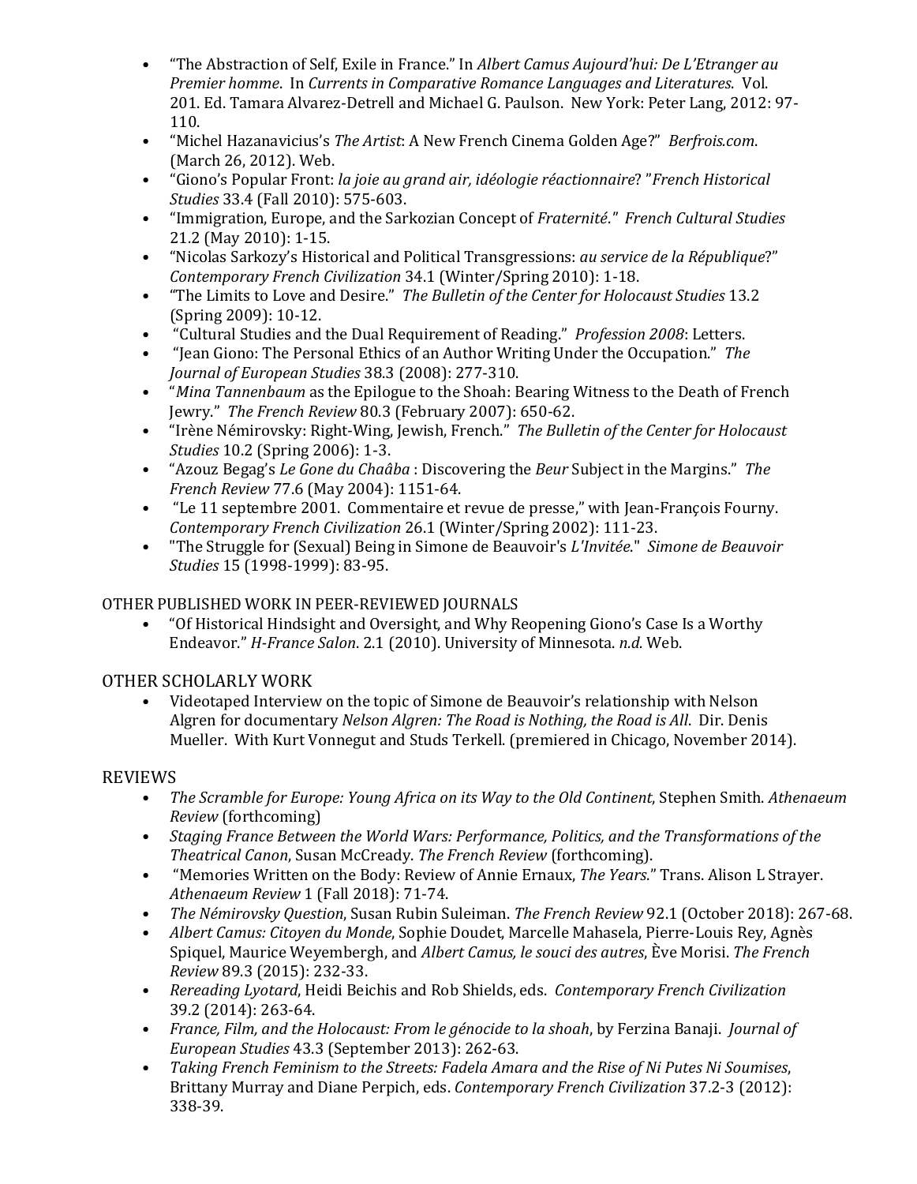- "The Abstraction of Self, Exile in France." In *Albert Camus Aujourd'hui: De L'Etranger au Premier homme*. In *Currents in Comparative Romance Languages and Literatures*. Vol. 201. Ed. Tamara Alvarez-Detrell and Michael G. Paulson. New York: Peter Lang, 2012: 97-110.
- "Michel Hazanavicius's *The Artist*: A New French Cinema Golden Age?" *Berfrois.com*. (March 26, 2012). Web.
- "Giono's Popular Front: *la joie au grand air, idéologie réactionnaire*? "*French Historical Studies* 33.4 (Fall 2010): 575-603.
- "Immigration, Europe, and the Sarkozian Concept of *Fraternité*." *French Cultural Studies* 21.2 (May 2010): 1-15.
- "Nicolas Sarkozy's Historical and Political Transgressions: *au service de la République*?" *Contemporary French Civilization* 34.1 (Winter/Spring 2010): 1-18.
- "The Limits to Love and Desire." *The Bulletin of the Center for Holocaust Studies* 13.2 (Spring 2009): 10-12.
- "Cultural Studies and the Dual Requirement of Reading." *Profession 2008*: Letters.
- "Jean Giono: The Personal Ethics of an Author Writing Under the Occupation." *The Journal of European Studies* 38.3 (2008): 277-310.
- "*Mina Tannenbaum* as the Epilogue to the Shoah: Bearing Witness to the Death of French Jewry." *The French Review* 80.3 (February 2007): 650-62.
- "Irène Némirovsky: Right-Wing, Jewish, French." *The Bulletin of the Center for Holocaust Studies* 10.2 (Spring 2006): 1-3.
- "Azouz Begag's *Le Gone du Chaâba* : Discovering the *Beur* Subject in the Margins." *The French Review* 77.6 (May 2004): 1151-64.
- "Le 11 septembre 2001. Commentaire et revue de presse," with Jean-François Fourny. *Contemporary French Civilization* 26.1 (Winter/Spring 2002): 111-23.
- "The Struggle for (Sexual) Being in Simone de Beauvoir's *L'Invitée*." *Simone de Beauvoir Studies* 15 (1998-1999): 83-95.

OTHER PUBLISHED WORK IN PEER-REVIEWED JOURNALS

- "Of Historical Hindsight and Oversight, and Why Reopening Giono's Case Is a Worthy Endeavor." *H-France Salon*. 2.1 (2010). University of Minnesota. *n.d.* Web.

OTHER SCHOLARLY WORK

- Videotaped Interview on the topic of Simone de Beauvoir's relationship with Nelson Algren for documentary *Nelson Algren: The Road is Nothing, the Road is All*. Dir. Denis Mueller. With Kurt Vonnegut and Studs Terkell. (premiered in Chicago, November 2014).

REVIEWS

- *The Scramble for Europe: Young Africa on its Way to the Old Continent*, Stephen Smith. *Athenaeum Review* (forthcoming)
- *Staging France Between the World Wars: Performance, Politics, and the Transformations of the Theatrical Canon*, Susan McCready. *The French Review* (forthcoming).
- "Memories Written on the Body: Review of Annie Ernaux, *The Years*." Trans. Alison L Strayer. *Athenaeum Review* 1 (Fall 2018): 71-74.
- *The Némirovsky Question*, Susan Rubin Suleiman. *The French Review* 92.1 (October 2018): 267-68.
- *Albert Camus: Citoyen du Monde*, Sophie Doudet, Marcelle Mahasela, Pierre-Louis Rey, Agnès Spiquel, Maurice Weyembergh, and *Albert Camus, le souci des autres*, Ève Morisi. *The French Review* 89.3 (2015): 232-33.
- *Rereading Lyotard*, Heidi Beichis and Rob Shields, eds. *Contemporary French Civilization* 39.2 (2014): 263-64.
- *France, Film, and the Holocaust: From le génocide to la shoah*, by Ferzina Banaji. *Journal of European Studies* 43.3 (September 2013): 262-63.
- *Taking French Feminism to the Streets: Fadela Amara and the Rise of Ni Putes Ni Soumises*, Brittany Murray and Diane Perpich, eds. *Contemporary French Civilization* 37.2-3 (2012): 338-39.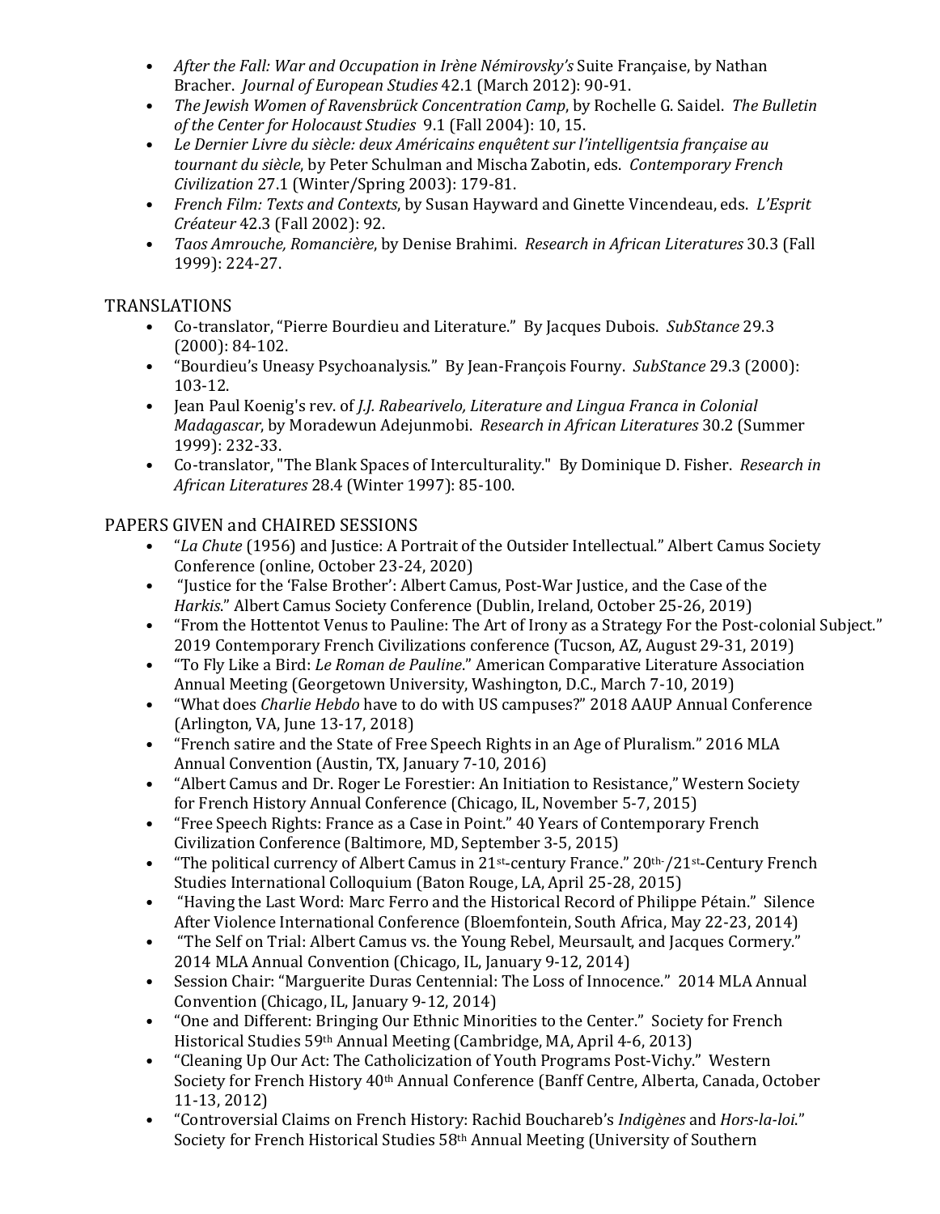- *After the Fall: War and Occupation in Irène Némirovsky's* Suite Française, by Nathan Bracher. *Journal of European Studies* 42.1 (March 2012): 90-91.
- *The Jewish Women of Ravensbrück Concentration Camp*, by Rochelle G. Saidel. *The Bulletin of the Center for Holocaust Studies* 9.1 (Fall 2004): 10, 15.
- *Le Dernier Livre du siècle: deux Américains enquêtent sur l'intelligentsia française au tournant du siècle*, by Peter Schulman and Mischa Zabotin, eds. *Contemporary French Civilization* 27.1 (Winter/Spring 2003): 179-81.
- *French Film: Texts and Contexts*, by Susan Hayward and Ginette Vincendeau, eds. *L'Esprit Créateur* 42.3 (Fall 2002): 92.
- *Taos Amrouche, Romancière*, by Denise Brahimi. *Research in African Literatures* 30.3 (Fall 1999): 224-27.

TRANSLATIONS

- Co-translator, "Pierre Bourdieu and Literature." By Jacques Dubois. *SubStance* 29.3 (2000): 84-102.
- "Bourdieu's Uneasy Psychoanalysis." By Jean-François Fourny. *SubStance* 29.3 (2000): 103-12.
- Jean Paul Koenig's rev. of *J.J. Rabearivelo, Literature and Lingua Franca in Colonial Madagascar*, by Moradewun Adejunmobi. *Research in African Literatures* 30.2 (Summer 1999): 232-33.
- Co-translator, "The Blank Spaces of Interculturality." By Dominique D. Fisher. *Research in African Literatures* 28.4 (Winter 1997): 85-100.

PAPERS GIVEN and CHAIRED SESSIONS

- "*La Chute* (1956) and Justice: A Portrait of the Outsider Intellectual." Albert Camus Society Conference (online, October 23-24, 2020)
- "Justice for the 'False Brother': Albert Camus, Post-War Justice, and the Case of the *Harkis*." Albert Camus Society Conference (Dublin, Ireland, October 25-26, 2019)
- "From the Hottentot Venus to Pauline: The Art of Irony as a Strategy For the Post-colonial Subject." 2019 Contemporary French Civilizations conference (Tucson, AZ, August 29-31, 2019)
- "To Fly Like a Bird: *Le Roman de Pauline*." American Comparative Literature Association Annual Meeting (Georgetown University, Washington, D.C., March 7-10, 2019)
- "What does *Charlie Hebdo* have to do with US campuses?" 2018 AAUP Annual Conference (Arlington, VA, June 13-17, 2018)
- "French satire and the State of Free Speech Rights in an Age of Pluralism." 2016 MLA Annual Convention (Austin, TX, January 7-10, 2016)
- "Albert Camus and Dr. Roger Le Forestier: An Initiation to Resistance," Western Society for French History Annual Conference (Chicago, IL, November 5-7, 2015)
- "Free Speech Rights: France as a Case in Point." 40 Years of Contemporary French Civilization Conference (Baltimore, MD, September 3-5, 2015)
- "The political currency of Albert Camus in 21st-century France." 20th-/21st-Century French Studies International Colloquium (Baton Rouge, LA, April 25-28, 2015)
- "Having the Last Word: Marc Ferro and the Historical Record of Philippe Pétain." Silence After Violence International Conference (Bloemfontein, South Africa, May 22-23, 2014)
- "The Self on Trial: Albert Camus vs. the Young Rebel, Meursault, and Jacques Cormery." 2014 MLA Annual Convention (Chicago, IL, January 9-12, 2014)
- Session Chair: "Marguerite Duras Centennial: The Loss of Innocence." 2014 MLA Annual Convention (Chicago, IL, January 9-12, 2014)
- "One and Different: Bringing Our Ethnic Minorities to the Center." Society for French Historical Studies 59th Annual Meeting (Cambridge, MA, April 4-6, 2013)
- "Cleaning Up Our Act: The Catholicization of Youth Programs Post-Vichy." Western Society for French History 40th Annual Conference (Banff Centre, Alberta, Canada, October 11-13, 2012)
- "Controversial Claims on French History: Rachid Bouchareb's *Indigènes* and *Hors-la-loi*." Society for French Historical Studies 58th Annual Meeting (University of Southern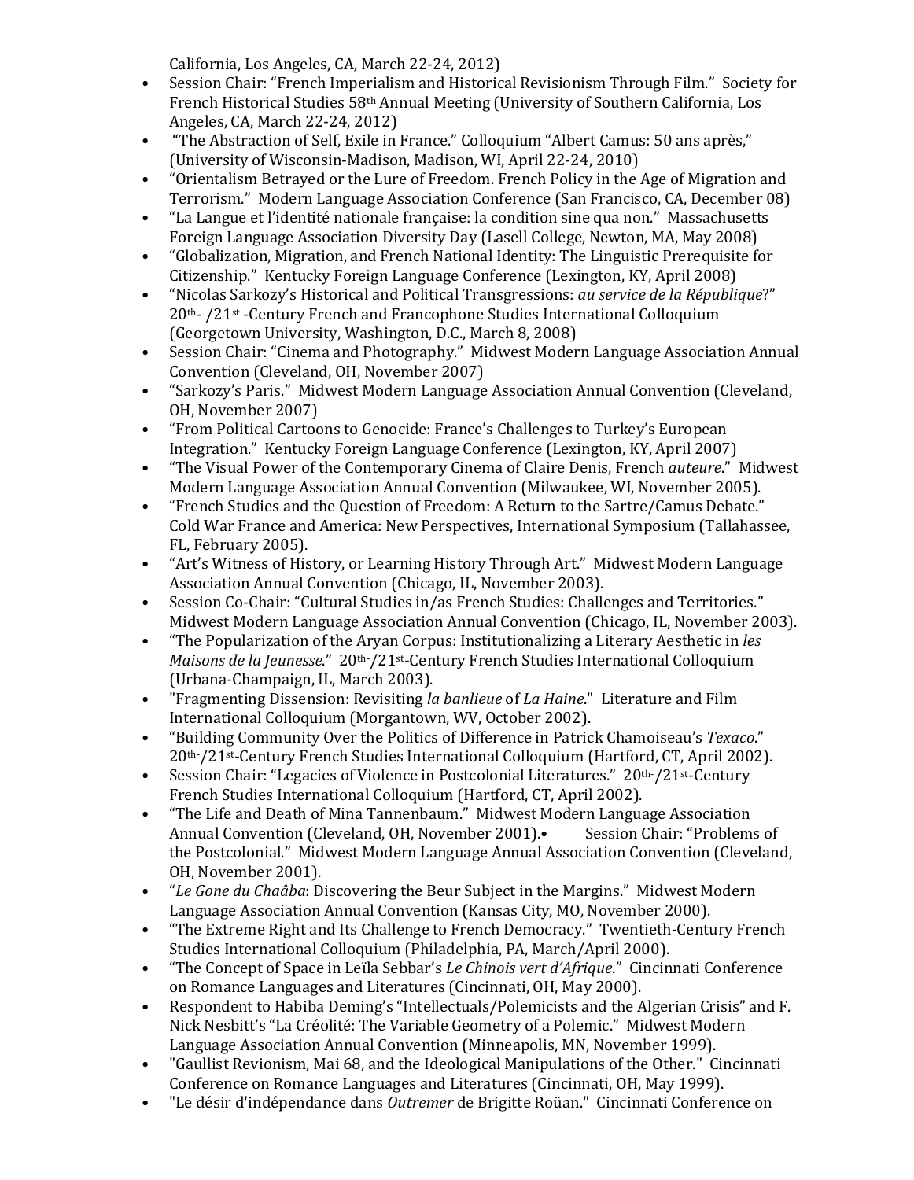California, Los Angeles, CA, March 22-24, 2012)

- Session Chair: "French Imperialism and Historical Revisionism Through Film." Society for French Historical Studies 58th Annual Meeting (University of Southern California, Los Angeles, CA, March 22-24, 2012)
- "The Abstraction of Self, Exile in France." Colloquium "Albert Camus: 50 ans après," (University of Wisconsin-Madison, Madison, WI, April 22-24, 2010)
- "Orientalism Betrayed or the Lure of Freedom. French Policy in the Age of Migration and Terrorism." Modern Language Association Conference (San Francisco, CA, December 08)
- "La Langue et l'identité nationale française: la condition sine qua non." Massachusetts Foreign Language Association Diversity Day (Lasell College, Newton, MA, May 2008)
- "Globalization, Migration, and French National Identity: The Linguistic Prerequisite for Citizenship." Kentucky Foreign Language Conference (Lexington, KY, April 2008)
- "Nicolas Sarkozy's Historical and Political Transgressions: *au service de la République*?" 20th- /21st -Century French and Francophone Studies International Colloquium (Georgetown University, Washington, D.C., March 8, 2008)
- Session Chair: "Cinema and Photography." Midwest Modern Language Association Annual Convention (Cleveland, OH, November 2007)
- "Sarkozy's Paris." Midwest Modern Language Association Annual Convention (Cleveland, OH, November 2007)
- "From Political Cartoons to Genocide: France's Challenges to Turkey's European Integration." Kentucky Foreign Language Conference (Lexington, KY, April 2007)
- "The Visual Power of the Contemporary Cinema of Claire Denis, French *auteure*." Midwest Modern Language Association Annual Convention (Milwaukee, WI, November 2005).
- "French Studies and the Question of Freedom: A Return to the Sartre/Camus Debate." Cold War France and America: New Perspectives, International Symposium (Tallahassee, FL, February 2005).
- "Art's Witness of History, or Learning History Through Art." Midwest Modern Language Association Annual Convention (Chicago, IL, November 2003).
- Session Co-Chair: "Cultural Studies in/as French Studies: Challenges and Territories." Midwest Modern Language Association Annual Convention (Chicago, IL, November 2003).
- "The Popularization of the Aryan Corpus: Institutionalizing a Literary Aesthetic in *les Maisons de la Jeunesse*." 20th-/21st-Century French Studies International Colloquium (Urbana-Champaign, IL, March 2003).
- "Fragmenting Dissension: Revisiting *la banlieue* of *La Haine*." Literature and Film International Colloquium (Morgantown, WV, October 2002).
- "Building Community Over the Politics of Difference in Patrick Chamoiseau's *Texaco*." 20th-/21st-Century French Studies International Colloquium (Hartford, CT, April 2002).
- Session Chair: "Legacies of Violence in Postcolonial Literatures." 20th-/21st-Century French Studies International Colloquium (Hartford, CT, April 2002).
- "The Life and Death of Mina Tannenbaum." Midwest Modern Language Association Annual Convention (Cleveland, OH, November 2001).• Session Chair: "Problems of the Postcolonial." Midwest Modern Language Annual Association Convention (Cleveland, OH, November 2001).
- "*Le Gone du Chaâba*: Discovering the Beur Subject in the Margins." Midwest Modern Language Association Annual Convention (Kansas City, MO, November 2000).
- "The Extreme Right and Its Challenge to French Democracy." Twentieth-Century French Studies International Colloquium (Philadelphia, PA, March/April 2000).
- "The Concept of Space in Leïla Sebbar's *Le Chinois vert d'Afrique*." Cincinnati Conference on Romance Languages and Literatures (Cincinnati, OH, May 2000).
- Respondent to Habiba Deming's "Intellectuals/Polemicists and the Algerian Crisis" and F. Nick Nesbitt's "La Créolité: The Variable Geometry of a Polemic." Midwest Modern Language Association Annual Convention (Minneapolis, MN, November 1999).
- "Gaullist Revionism, Mai 68, and the Ideological Manipulations of the Other." Cincinnati Conference on Romance Languages and Literatures (Cincinnati, OH, May 1999).
- "Le désir d'indépendance dans *Outremer* de Brigitte Roüan." Cincinnati Conference on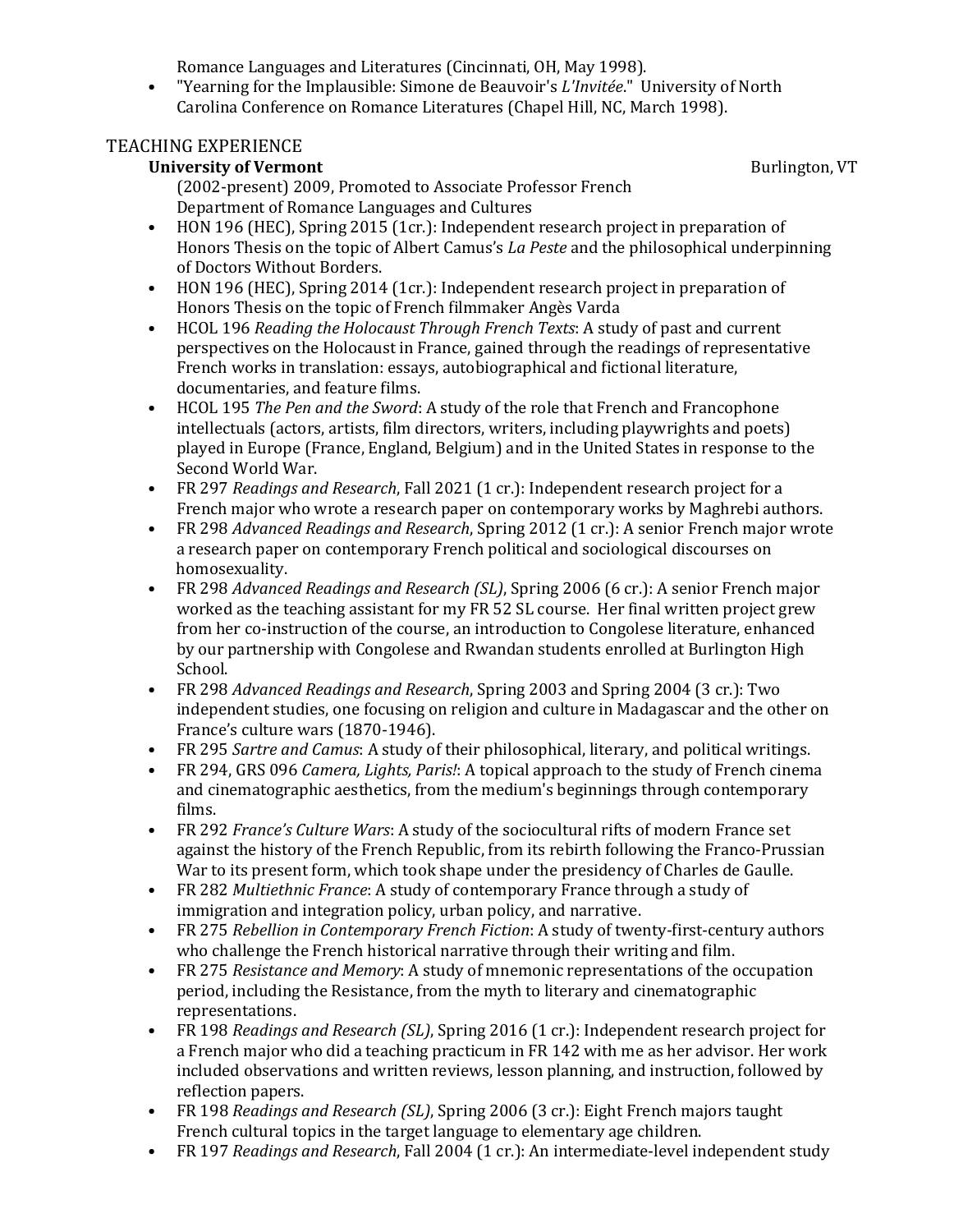Romance Languages and Literatures (Cincinnati, OH, May 1998).

- "Yearning for the Implausible: Simone de Beauvoir's *L'Invitée*." University of North Carolina Conference on Romance Literatures (Chapel Hill, NC, March 1998).

## TEACHING EXPERIENCE

**University of Vermont** Burlington, VT

(2002-present) 2009, Promoted to Associate Professor French
Department of Romance Languages and Cultures

- HON 196 (HEC), Spring 2015 (1cr.): Independent research project in preparation of Honors Thesis on the topic of Albert Camus's *La Peste* and the philosophical underpinning of Doctors Without Borders.
- HON 196 (HEC), Spring 2014 (1cr.): Independent research project in preparation of Honors Thesis on the topic of French filmmaker Angès Varda
- HCOL 196 *Reading the Holocaust Through French Texts*: A study of past and current perspectives on the Holocaust in France, gained through the readings of representative French works in translation: essays, autobiographical and fictional literature, documentaries, and feature films.
- HCOL 195 *The Pen and the Sword*: A study of the role that French and Francophone intellectuals (actors, artists, film directors, writers, including playwrights and poets) played in Europe (France, England, Belgium) and in the United States in response to the Second World War.
- FR 297 *Readings and Research*, Fall 2021 (1 cr.): Independent research project for a French major who wrote a research paper on contemporary works by Maghrebi authors.
- FR 298 *Advanced Readings and Research*, Spring 2012 (1 cr.): A senior French major wrote a research paper on contemporary French political and sociological discourses on homosexuality.
- FR 298 *Advanced Readings and Research (SL)*, Spring 2006 (6 cr.): A senior French major worked as the teaching assistant for my FR 52 SL course. Her final written project grew from her co-instruction of the course, an introduction to Congolese literature, enhanced by our partnership with Congolese and Rwandan students enrolled at Burlington High School.
- FR 298 *Advanced Readings and Research*, Spring 2003 and Spring 2004 (3 cr.): Two independent studies, one focusing on religion and culture in Madagascar and the other on France's culture wars (1870-1946).
- FR 295 *Sartre and Camus*: A study of their philosophical, literary, and political writings.
- FR 294, GRS 096 *Camera, Lights, Paris!*: A topical approach to the study of French cinema and cinematographic aesthetics, from the medium's beginnings through contemporary films.
- FR 292 *France's Culture Wars*: A study of the sociocultural rifts of modern France set against the history of the French Republic, from its rebirth following the Franco-Prussian War to its present form, which took shape under the presidency of Charles de Gaulle.
- FR 282 *Multiethnic France*: A study of contemporary France through a study of immigration and integration policy, urban policy, and narrative.
- FR 275 *Rebellion in Contemporary French Fiction*: A study of twenty-first-century authors who challenge the French historical narrative through their writing and film.
- FR 275 *Resistance and Memory*: A study of mnemonic representations of the occupation period, including the Resistance, from the myth to literary and cinematographic representations.
- FR 198 *Readings and Research (SL)*, Spring 2016 (1 cr.): Independent research project for a French major who did a teaching practicum in FR 142 with me as her advisor. Her work included observations and written reviews, lesson planning, and instruction, followed by reflection papers.
- FR 198 *Readings and Research (SL)*, Spring 2006 (3 cr.): Eight French majors taught French cultural topics in the target language to elementary age children.
- FR 197 *Readings and Research*, Fall 2004 (1 cr.): An intermediate-level independent study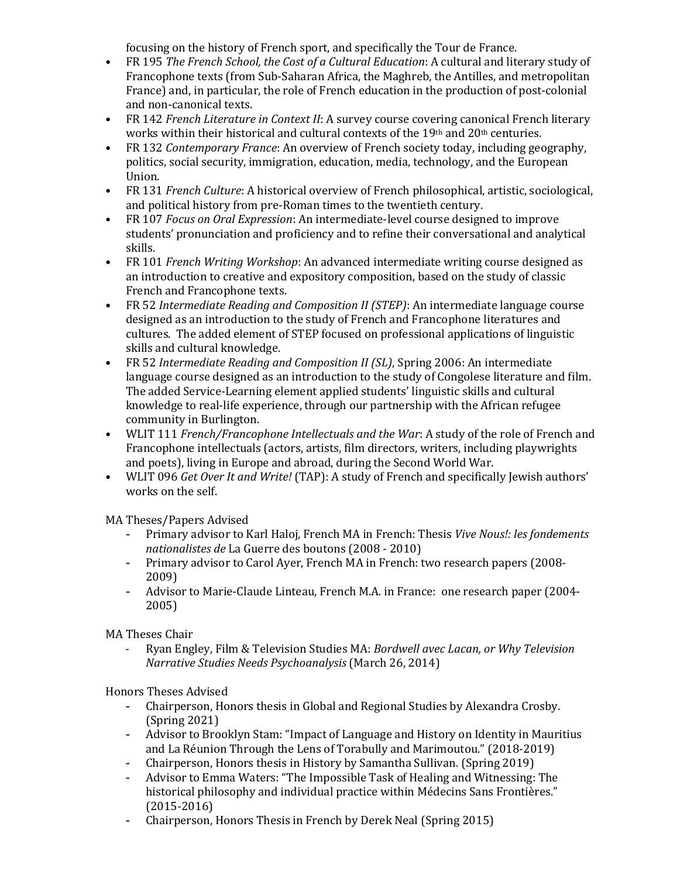focusing on the history of French sport, and specifically the Tour de France.

- FR 195 *The French School, the Cost of a Cultural Education*: A cultural and literary study of Francophone texts (from Sub-Saharan Africa, the Maghreb, the Antilles, and metropolitan France) and, in particular, the role of French education in the production of post-colonial and non-canonical texts.
- FR 142 *French Literature in Context II*: A survey course covering canonical French literary works within their historical and cultural contexts of the 19th and 20th centuries.
- FR 132 *Contemporary France*: An overview of French society today, including geography, politics, social security, immigration, education, media, technology, and the European Union.
- FR 131 *French Culture*: A historical overview of French philosophical, artistic, sociological, and political history from pre-Roman times to the twentieth century.
- FR 107 *Focus on Oral Expression*: An intermediate-level course designed to improve students' pronunciation and proficiency and to refine their conversational and analytical skills.
- FR 101 *French Writing Workshop*: An advanced intermediate writing course designed as an introduction to creative and expository composition, based on the study of classic French and Francophone texts.
- FR 52 *Intermediate Reading and Composition II (STEP)*: An intermediate language course designed as an introduction to the study of French and Francophone literatures and cultures. The added element of STEP focused on professional applications of linguistic skills and cultural knowledge.
- FR 52 *Intermediate Reading and Composition II (SL)*, Spring 2006: An intermediate language course designed as an introduction to the study of Congolese literature and film. The added Service-Learning element applied students' linguistic skills and cultural knowledge to real-life experience, through our partnership with the African refugee community in Burlington.
- WLIT 111 *French/Francophone Intellectuals and the War*: A study of the role of French and Francophone intellectuals (actors, artists, film directors, writers, including playwrights and poets), living in Europe and abroad, during the Second World War.
- WLIT 096 *Get Over It and Write!* (TAP): A study of French and specifically Jewish authors' works on the self.

MA Theses/Papers Advised

- Primary advisor to Karl Haloj, French MA in French: Thesis *Vive Nous!: les fondements nationalistes de* La Guerre des boutons (2008 - 2010)
- Primary advisor to Carol Ayer, French MA in French: two research papers (2008-2009)
- Advisor to Marie-Claude Linteau, French M.A. in France: one research paper (2004-2005)

MA Theses Chair

- Ryan Engley, Film & Television Studies MA: *Bordwell avec Lacan, or Why Television Narrative Studies Needs Psychoanalysis* (March 26, 2014)

Honors Theses Advised

- Chairperson, Honors thesis in Global and Regional Studies by Alexandra Crosby. (Spring 2021)
- Advisor to Brooklyn Stam: "Impact of Language and History on Identity in Mauritius and La Réunion Through the Lens of Torabully and Marimoutou." (2018-2019)
- Chairperson, Honors thesis in History by Samantha Sullivan. (Spring 2019)
- Advisor to Emma Waters: "The Impossible Task of Healing and Witnessing: The historical philosophy and individual practice within Médecins Sans Frontières." (2015-2016)
- Chairperson, Honors Thesis in French by Derek Neal (Spring 2015)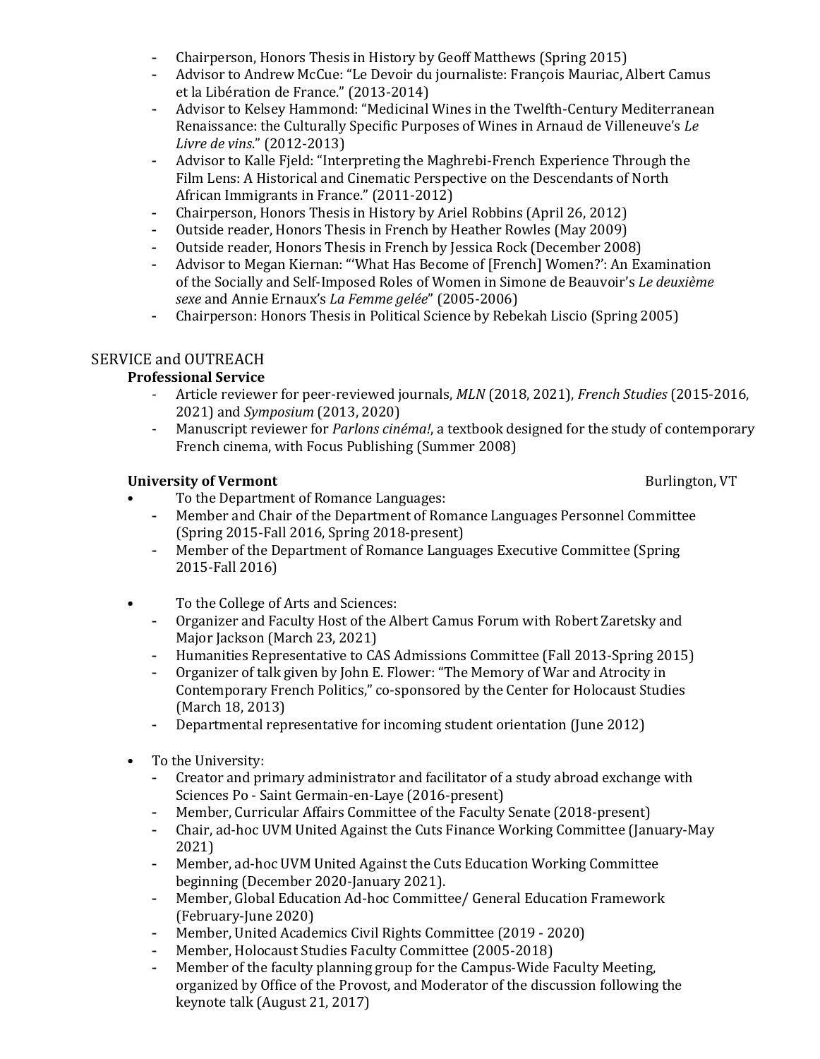- Chairperson, Honors Thesis in History by Geoff Matthews (Spring 2015)
- Advisor to Andrew McCue: "Le Devoir du journaliste: François Mauriac, Albert Camus et la Libération de France." (2013-2014)
- Advisor to Kelsey Hammond: "Medicinal Wines in the Twelfth-Century Mediterranean Renaissance: the Culturally Specific Purposes of Wines in Arnaud de Villeneuve's *Le Livre de vins*." (2012-2013)
- Advisor to Kalle Fjeld: "Interpreting the Maghrebi-French Experience Through the Film Lens: A Historical and Cinematic Perspective on the Descendants of North African Immigrants in France." (2011-2012)
- Chairperson, Honors Thesis in History by Ariel Robbins (April 26, 2012)
- Outside reader, Honors Thesis in French by Heather Rowles (May 2009)
- Outside reader, Honors Thesis in French by Jessica Rock (December 2008)
- Advisor to Megan Kiernan: "'What Has Become of [French] Women?': An Examination of the Socially and Self-Imposed Roles of Women in Simone de Beauvoir's *Le deuxième sexe* and Annie Ernaux's *La Femme gelée*" (2005-2006)
- Chairperson: Honors Thesis in Political Science by Rebekah Liscio (Spring 2005)

## SERVICE and OUTREACH

### Professional Service

- Article reviewer for peer-reviewed journals, *MLN* (2018, 2021), *French Studies* (2015-2016, 2021) and *Symposium* (2013, 2020)
- Manuscript reviewer for *Parlons cinéma!*, a textbook designed for the study of contemporary French cinema, with Focus Publishing (Summer 2008)

### University of Vermont — Burlington, VT

- To the Department of Romance Languages:
  - Member and Chair of the Department of Romance Languages Personnel Committee (Spring 2015-Fall 2016, Spring 2018-present)
  - Member of the Department of Romance Languages Executive Committee (Spring 2015-Fall 2016)

- To the College of Arts and Sciences:
  - Organizer and Faculty Host of the Albert Camus Forum with Robert Zaretsky and Major Jackson (March 23, 2021)
  - Humanities Representative to CAS Admissions Committee (Fall 2013-Spring 2015)
  - Organizer of talk given by John E. Flower: "The Memory of War and Atrocity in Contemporary French Politics," co-sponsored by the Center for Holocaust Studies (March 18, 2013)
  - Departmental representative for incoming student orientation (June 2012)

- To the University:
  - Creator and primary administrator and facilitator of a study abroad exchange with Sciences Po - Saint Germain-en-Laye (2016-present)
  - Member, Curricular Affairs Committee of the Faculty Senate (2018-present)
  - Chair, ad-hoc UVM United Against the Cuts Finance Working Committee (January-May 2021)
  - Member, ad-hoc UVM United Against the Cuts Education Working Committee beginning (December 2020-January 2021).
  - Member, Global Education Ad-hoc Committee/ General Education Framework (February-June 2020)
  - Member, United Academics Civil Rights Committee (2019 - 2020)
  - Member, Holocaust Studies Faculty Committee (2005-2018)
  - Member of the faculty planning group for the Campus-Wide Faculty Meeting, organized by Office of the Provost, and Moderator of the discussion following the keynote talk (August 21, 2017)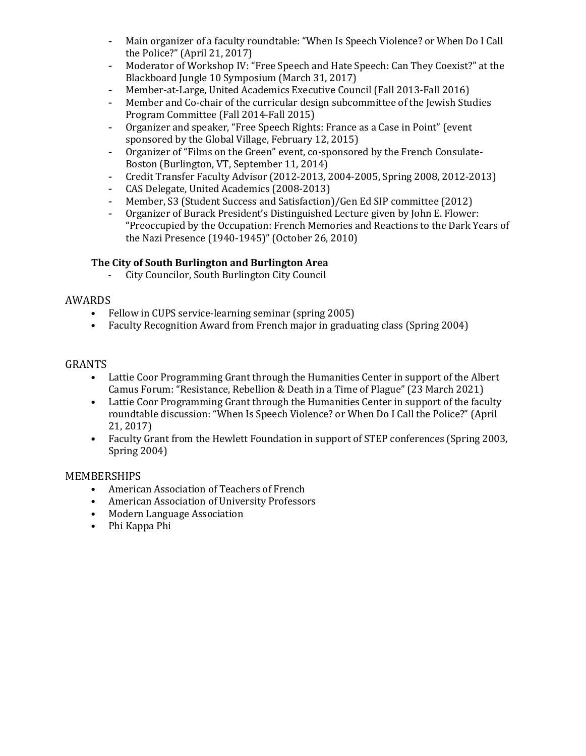- Main organizer of a faculty roundtable: "When Is Speech Violence? or When Do I Call the Police?" (April 21, 2017)
- Moderator of Workshop IV: "Free Speech and Hate Speech: Can They Coexist?" at the Blackboard Jungle 10 Symposium (March 31, 2017)
- Member-at-Large, United Academics Executive Council (Fall 2013-Fall 2016)
- Member and Co-chair of the curricular design subcommittee of the Jewish Studies Program Committee (Fall 2014-Fall 2015)
- Organizer and speaker, "Free Speech Rights: France as a Case in Point" (event sponsored by the Global Village, February 12, 2015)
- Organizer of "Films on the Green" event, co-sponsored by the French Consulate-Boston (Burlington, VT, September 11, 2014)
- Credit Transfer Faculty Advisor (2012-2013, 2004-2005, Spring 2008, 2012-2013)
- CAS Delegate, United Academics (2008-2013)
- Member, S3 (Student Success and Satisfaction)/Gen Ed SIP committee (2012)
- Organizer of Burack President's Distinguished Lecture given by John E. Flower: "Preoccupied by the Occupation: French Memories and Reactions to the Dark Years of the Nazi Presence (1940-1945)" (October 26, 2010)

**The City of South Burlington and Burlington Area**

- City Councilor, South Burlington City Council

## AWARDS

- Fellow in CUPS service-learning seminar (spring 2005)
- Faculty Recognition Award from French major in graduating class (Spring 2004)

## GRANTS

- Lattie Coor Programming Grant through the Humanities Center in support of the Albert Camus Forum: "Resistance, Rebellion & Death in a Time of Plague" (23 March 2021)
- Lattie Coor Programming Grant through the Humanities Center in support of the faculty roundtable discussion: "When Is Speech Violence? or When Do I Call the Police?" (April 21, 2017)
- Faculty Grant from the Hewlett Foundation in support of STEP conferences (Spring 2003, Spring 2004)

## MEMBERSHIPS

- American Association of Teachers of French
- American Association of University Professors
- Modern Language Association
- Phi Kappa Phi